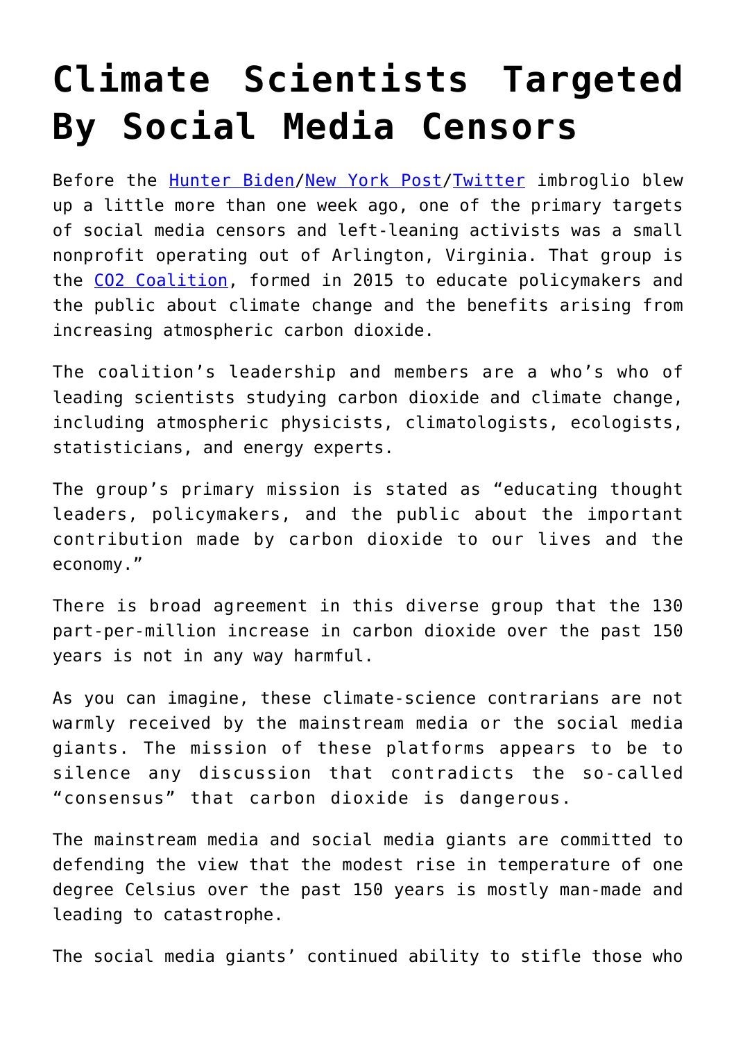# Climate Scientists Targeted By Social Media Censors

Before the Hunter Biden/New York Post/Twitter imbroglio blew up a little more than one week ago, one of the primary targets of social media censors and left-leaning activists was a small nonprofit operating out of Arlington, Virginia. That group is the CO2 Coalition, formed in 2015 to educate policymakers and the public about climate change and the benefits arising from increasing atmospheric carbon dioxide.

The coalition's leadership and members are a who's who of leading scientists studying carbon dioxide and climate change, including atmospheric physicists, climatologists, ecologists, statisticians, and energy experts.

The group's primary mission is stated as "educating thought leaders, policymakers, and the public about the important contribution made by carbon dioxide to our lives and the economy."

There is broad agreement in this diverse group that the 130 part-per-million increase in carbon dioxide over the past 150 years is not in any way harmful.

As you can imagine, these climate-science contrarians are not warmly received by the mainstream media or the social media giants. The mission of these platforms appears to be to silence any discussion that contradicts the so-called "consensus" that carbon dioxide is dangerous.

The mainstream media and social media giants are committed to defending the view that the modest rise in temperature of one degree Celsius over the past 150 years is mostly man-made and leading to catastrophe.

The social media giants' continued ability to stifle those who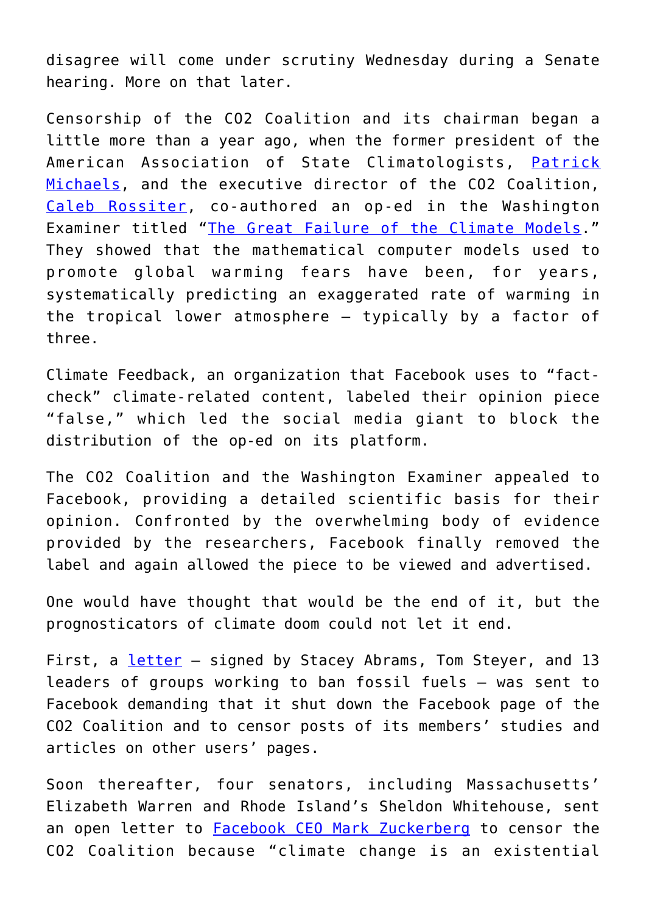disagree will come under scrutiny Wednesday during a Senate hearing. More on that later.

Censorship of the $CO_2$ Coalition and its chairman began a little more than a year ago, when the former president of the American Association of State Climatologists, Patrick Michaels, and the executive director of the $CO_2$ Coalition, Caleb Rossiter, co-authored an op-ed in the Washington Examiner titled "The Great Failure of the Climate Models." They showed that the mathematical computer models used to promote global warming fears have been, for years, systematically predicting an exaggerated rate of warming in the tropical lower atmosphere – typically by a factor of three.

Climate Feedback, an organization that Facebook uses to "fact-check" climate-related content, labeled their opinion piece "false," which led the social media giant to block the distribution of the op-ed on its platform.

The $CO_2$ Coalition and the Washington Examiner appealed to Facebook, providing a detailed scientific basis for their opinion. Confronted by the overwhelming body of evidence provided by the researchers, Facebook finally removed the label and again allowed the piece to be viewed and advertised.

One would have thought that would be the end of it, but the prognosticators of climate doom could not let it end.

First, a letter – signed by Stacey Abrams, Tom Steyer, and 13 leaders of groups working to ban fossil fuels – was sent to Facebook demanding that it shut down the Facebook page of the $CO_2$ Coalition and to censor posts of its members' studies and articles on other users' pages.

Soon thereafter, four senators, including Massachusetts' Elizabeth Warren and Rhode Island's Sheldon Whitehouse, sent an open letter to Facebook CEO Mark Zuckerberg to censor the $CO_2$ Coalition because "climate change is an existential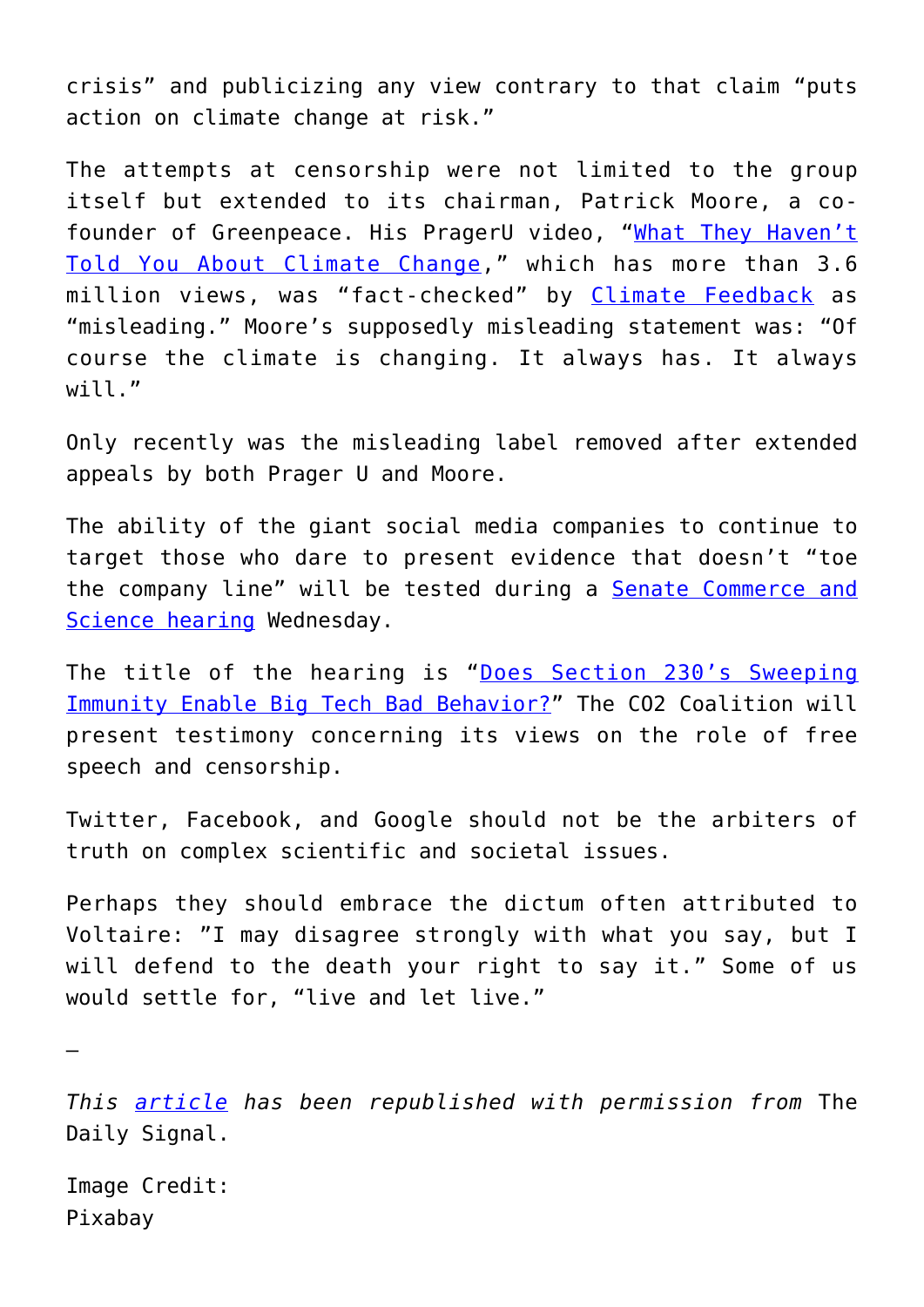crisis" and publicizing any view contrary to that claim "puts action on climate change at risk."

The attempts at censorship were not limited to the group itself but extended to its chairman, Patrick Moore, a co-founder of Greenpeace. His PragerU video, "What They Haven't Told You About Climate Change," which has more than 3.6 million views, was "fact-checked" by Climate Feedback as "misleading." Moore's supposedly misleading statement was: "Of course the climate is changing. It always has. It always will."

Only recently was the misleading label removed after extended appeals by both Prager U and Moore.

The ability of the giant social media companies to continue to target those who dare to present evidence that doesn't "toe the company line" will be tested during a Senate Commerce and Science hearing Wednesday.

The title of the hearing is "Does Section 230's Sweeping Immunity Enable Big Tech Bad Behavior?" The CO2 Coalition will present testimony concerning its views on the role of free speech and censorship.

Twitter, Facebook, and Google should not be the arbiters of truth on complex scientific and societal issues.

Perhaps they should embrace the dictum often attributed to Voltaire: "I may disagree strongly with what you say, but I will defend to the death your right to say it." Some of us would settle for, "live and let live."

—

*This article has been republished with permission from* The Daily Signal.

Image Credit:
Pixabay